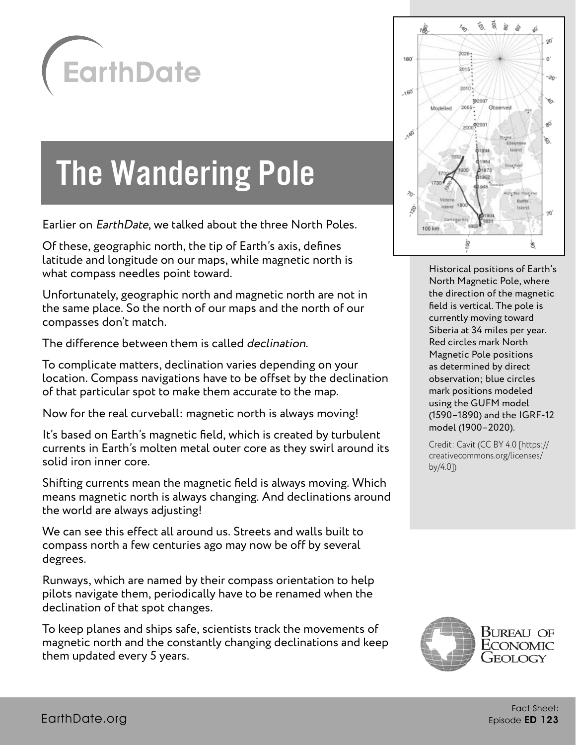# EarthDate

## The Wandering Pole

Earlier on *EarthDate*, we talked about the three North Poles.

Of these, geographic north, the tip of Earth's axis, defines latitude and longitude on our maps, while magnetic north is what compass needles point toward.

Unfortunately, geographic north and magnetic north are not in the same place. So the north of our maps and the north of our compasses don't match.

The difference between them is called *declination*.

To complicate matters, declination varies depending on your location. Compass navigations have to be offset by the declination of that particular spot to make them accurate to the map.

Now for the real curveball: magnetic north is always moving!

It's based on Earth's magnetic field, which is created by turbulent currents in Earth's molten metal outer core as they swirl around its solid iron inner core.

Shifting currents mean the magnetic field is always moving. Which means magnetic north is always changing. And declinations around the world are always adjusting!

We can see this effect all around us. Streets and walls built to compass north a few centuries ago may now be off by several degrees.

Runways, which are named by their compass orientation to help pilots navigate them, periodically have to be renamed when the declination of that spot changes.

To keep planes and ships safe, scientists track the movements of magnetic north and the constantly changing declinations and keep them updated every 5 years.

Historical positions of Earth's North Magnetic Pole, where the direction of the magnetic field is vertical. The pole is currently moving toward Siberia at 34 miles per year. Red circles mark North Magnetic Pole positions as determined by direct observation; blue circles mark positions modeled using the GUFM model (1590–1890) and the IGRF-12 model (1900–2020).

Credit: Cavit (CC BY 4.0 [https://creativecommons.org/licenses/by/4.0])

Bureau of Economic Geology

EarthDate.org

Fact Sheet: Episode **ED 123**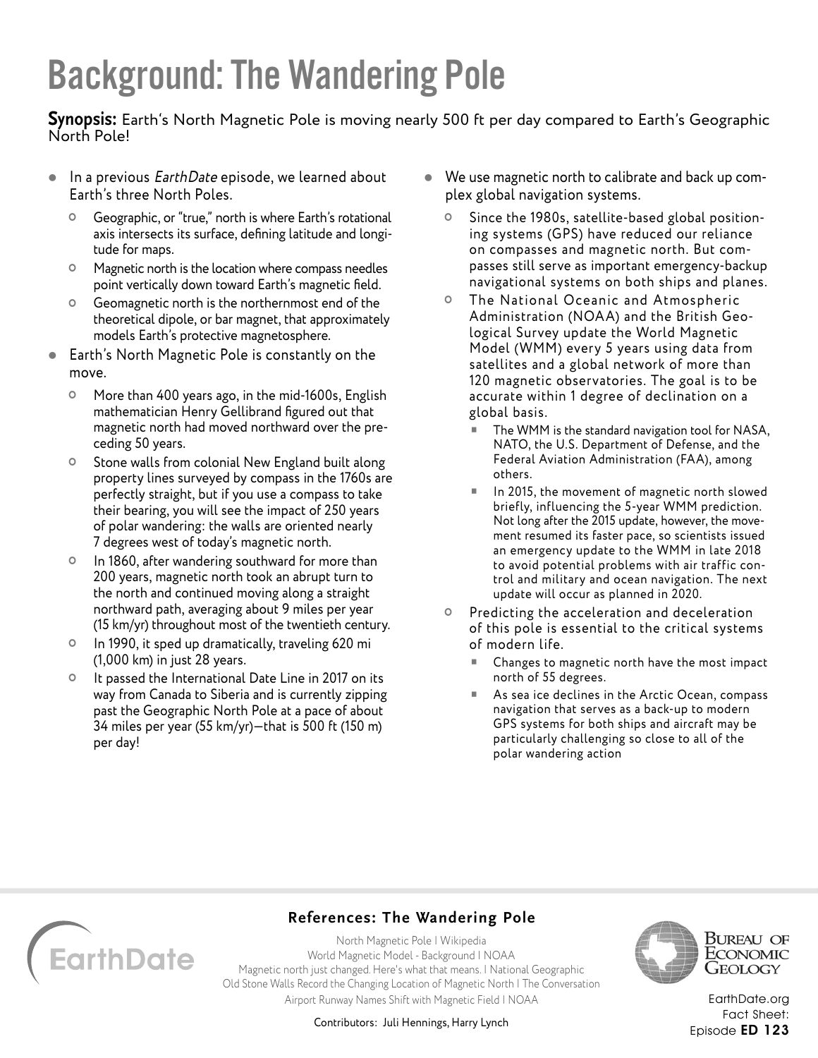# Background: The Wandering Pole

**Synopsis:** Earth's North Magnetic Pole is moving nearly 500 ft per day compared to Earth's Geographic North Pole!

- In a previous *EarthDate* episode, we learned about Earth's three North Poles.
  - Geographic, or "true," north is where Earth's rotational axis intersects its surface, defining latitude and longitude for maps.
  - Magnetic north is the location where compass needles point vertically down toward Earth's magnetic field.
  - Geomagnetic north is the northernmost end of the theoretical dipole, or bar magnet, that approximately models Earth's protective magnetosphere.
- Earth's North Magnetic Pole is constantly on the move.
  - More than 400 years ago, in the mid-1600s, English mathematician Henry Gellibrand figured out that magnetic north had moved northward over the preceding 50 years.
  - Stone walls from colonial New England built along property lines surveyed by compass in the 1760s are perfectly straight, but if you use a compass to take their bearing, you will see the impact of 250 years of polar wandering: the walls are oriented nearly 7 degrees west of today's magnetic north.
  - In 1860, after wandering southward for more than 200 years, magnetic north took an abrupt turn to the north and continued moving along a straight northward path, averaging about 9 miles per year (15 km/yr) throughout most of the twentieth century.
  - In 1990, it sped up dramatically, traveling 620 mi (1,000 km) in just 28 years.
  - It passed the International Date Line in 2017 on its way from Canada to Siberia and is currently zipping past the Geographic North Pole at a pace of about 34 miles per year (55 km/yr)—that is 500 ft (150 m) per day!
- We use magnetic north to calibrate and back up complex global navigation systems.
  - Since the 1980s, satellite-based global positioning systems (GPS) have reduced our reliance on compasses and magnetic north. But compasses still serve as important emergency-backup navigational systems on both ships and planes.
  - The National Oceanic and Atmospheric Administration (NOAA) and the British Geological Survey update the World Magnetic Model (WMM) every 5 years using data from satellites and a global network of more than 120 magnetic observatories. The goal is to be accurate within 1 degree of declination on a global basis.
    - The WMM is the standard navigation tool for NASA, NATO, the U.S. Department of Defense, and the Federal Aviation Administration (FAA), among others.
    - In 2015, the movement of magnetic north slowed briefly, influencing the 5-year WMM prediction. Not long after the 2015 update, however, the movement resumed its faster pace, so scientists issued an emergency update to the WMM in late 2018 to avoid potential problems with air traffic control and military and ocean navigation. The next update will occur as planned in 2020.
  - Predicting the acceleration and deceleration of this pole is essential to the critical systems of modern life.
    - Changes to magnetic north have the most impact north of 55 degrees.
    - As sea ice declines in the Arctic Ocean, compass navigation that serves as a back-up to modern GPS systems for both ships and aircraft may be particularly challenging so close to all of the polar wandering action

## References: The Wandering Pole

North Magnetic Pole | Wikipedia
World Magnetic Model - Background | NOAA
Magnetic north just changed. Here's what that means. | National Geographic
Old Stone Walls Record the Changing Location of Magnetic North | The Conversation
Airport Runway Names Shift with Magnetic Field | NOAA

Contributors: Juli Hennings, Harry Lynch

EarthDate

Bureau of Economic Geology

EarthDate.org
Fact Sheet:
Episode **ED 123**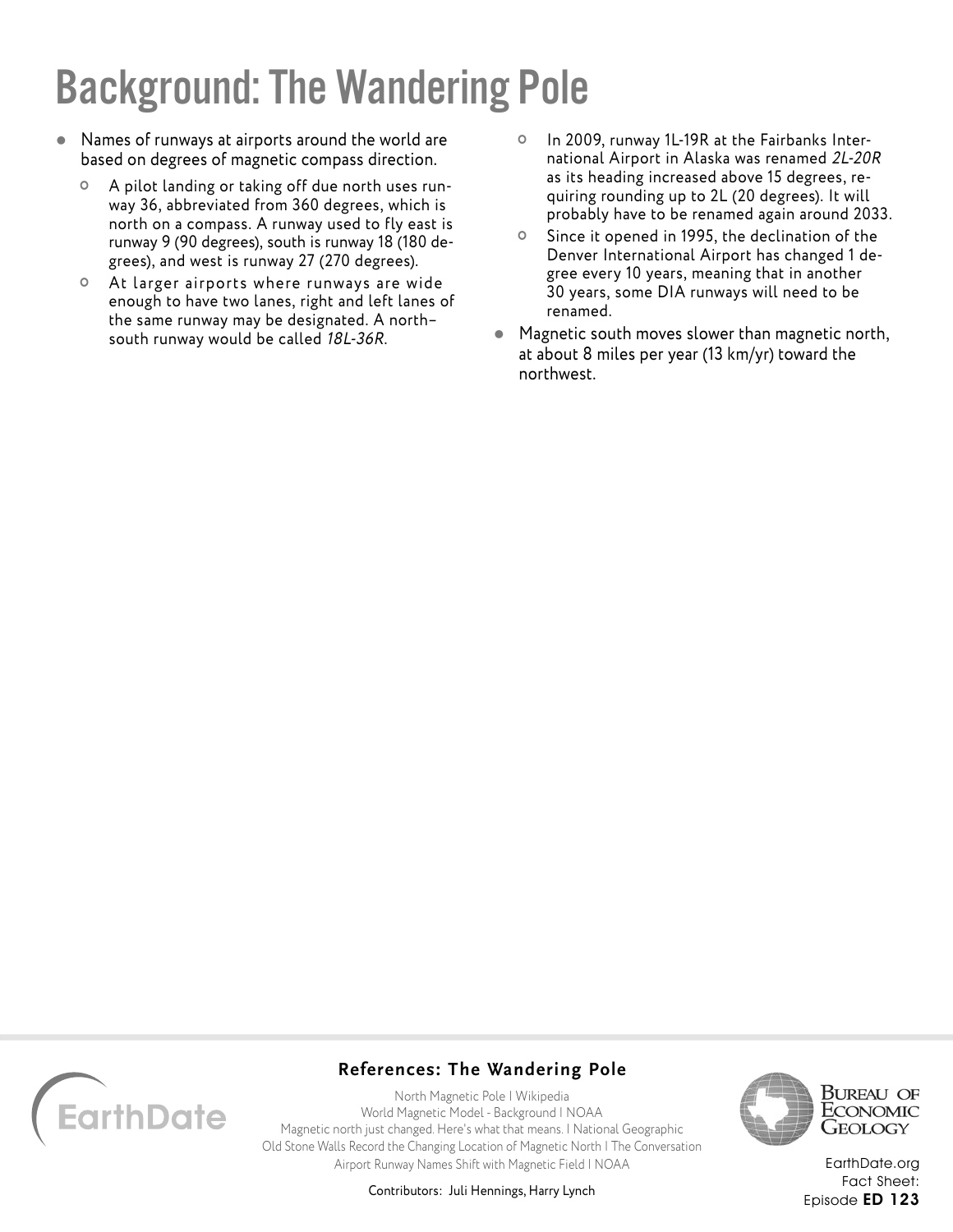# Background: The Wandering Pole

- Names of runways at airports around the world are based on degrees of magnetic compass direction.
  - A pilot landing or taking off due north uses runway 36, abbreviated from 360 degrees, which is north on a compass. A runway used to fly east is runway 9 (90 degrees), south is runway 18 (180 degrees), and west is runway 27 (270 degrees).
  - At larger airports where runways are wide enough to have two lanes, right and left lanes of the same runway may be designated. A north–south runway would be called *18L-36R*.
  - In 2009, runway 1L-19R at the Fairbanks International Airport in Alaska was renamed *2L-20R* as its heading increased above 15 degrees, requiring rounding up to 2L (20 degrees). It will probably have to be renamed again around 2033.
  - Since it opened in 1995, the declination of the Denver International Airport has changed 1 degree every 10 years, meaning that in another 30 years, some DIA runways will need to be renamed.
- Magnetic south moves slower than magnetic north, at about 8 miles per year (13 km/yr) toward the northwest.

## References: The Wandering Pole

North Magnetic Pole | Wikipedia
World Magnetic Model - Background | NOAA
Magnetic north just changed. Here's what that means. | National Geographic
Old Stone Walls Record the Changing Location of Magnetic North | The Conversation
Airport Runway Names Shift with Magnetic Field | NOAA

Contributors: Juli Hennings, Harry Lynch

EarthDate.org
Fact Sheet:
Episode **ED 123**